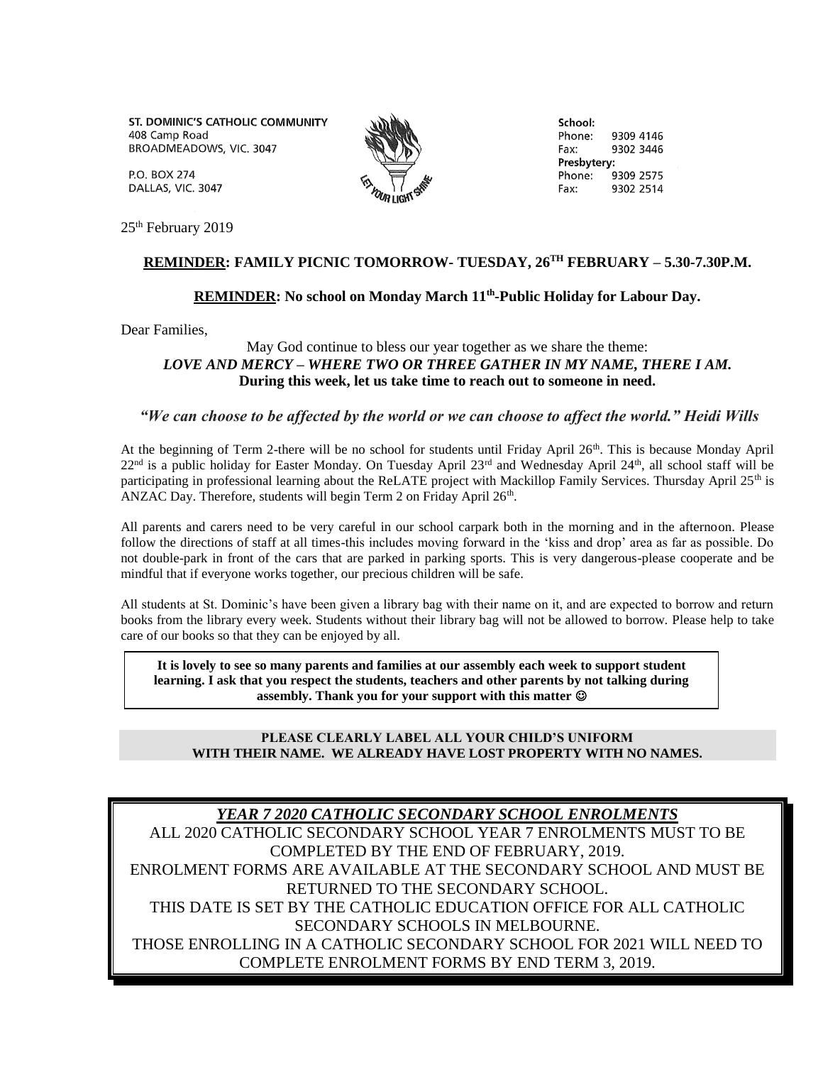ST. DOMINIC'S CATHOLIC COMMUNITY
408 Camp Road
BROADMEADOWS, VIC. 3047

P.O. BOX 274
DALLAS, VIC. 3047

School:
Phone: 9309 4146
Fax: 9302 3446
Presbytery:
Phone: 9309 2575
Fax: 9302 2514

25th February 2019

**<u>REMINDER</u>: FAMILY PICNIC TOMORROW- TUESDAY, 26TH FEBRUARY – 5.30-7.30P.M.**

**<u>REMINDER</u>: No school on Monday March 11th-Public Holiday for Labour Day.**

Dear Families,

May God continue to bless our year together as we share the theme:
***LOVE AND MERCY – WHERE TWO OR THREE GATHER IN MY NAME, THERE I AM.***
**During this week, let us take time to reach out to someone in need.**

***"We can choose to be affected by the world or we can choose to affect the world." Heidi Wills***

At the beginning of Term 2-there will be no school for students until Friday April 26th. This is because Monday April 22nd is a public holiday for Easter Monday. On Tuesday April 23rd and Wednesday April 24th, all school staff will be participating in professional learning about the ReLATE project with Mackillop Family Services. Thursday April 25th is ANZAC Day. Therefore, students will begin Term 2 on Friday April 26th.

All parents and carers need to be very careful in our school carpark both in the morning and in the afternoon. Please follow the directions of staff at all times-this includes moving forward in the 'kiss and drop' area as far as possible. Do not double-park in front of the cars that are parked in parking sports. This is very dangerous-please cooperate and be mindful that if everyone works together, our precious children will be safe.

All students at St. Dominic's have been given a library bag with their name on it, and are expected to borrow and return books from the library every week. Students without their library bag will not be allowed to borrow. Please help to take care of our books so that they can be enjoyed by all.

**It is lovely to see so many parents and families at our assembly each week to support student learning. I ask that you respect the students, teachers and other parents by not talking during assembly. Thank you for your support with this matter ☺**

**PLEASE CLEARLY LABEL ALL YOUR CHILD'S UNIFORM WITH THEIR NAME. WE ALREADY HAVE LOST PROPERTY WITH NO NAMES.**

***<u>YEAR 7 2020 CATHOLIC SECONDARY SCHOOL ENROLMENTS</u>***

ALL 2020 CATHOLIC SECONDARY SCHOOL YEAR 7 ENROLMENTS MUST TO BE COMPLETED BY THE END OF FEBRUARY, 2019.
ENROLMENT FORMS ARE AVAILABLE AT THE SECONDARY SCHOOL AND MUST BE RETURNED TO THE SECONDARY SCHOOL.
THIS DATE IS SET BY THE CATHOLIC EDUCATION OFFICE FOR ALL CATHOLIC SECONDARY SCHOOLS IN MELBOURNE.
THOSE ENROLLING IN A CATHOLIC SECONDARY SCHOOL FOR 2021 WILL NEED TO COMPLETE ENROLMENT FORMS BY END TERM 3, 2019.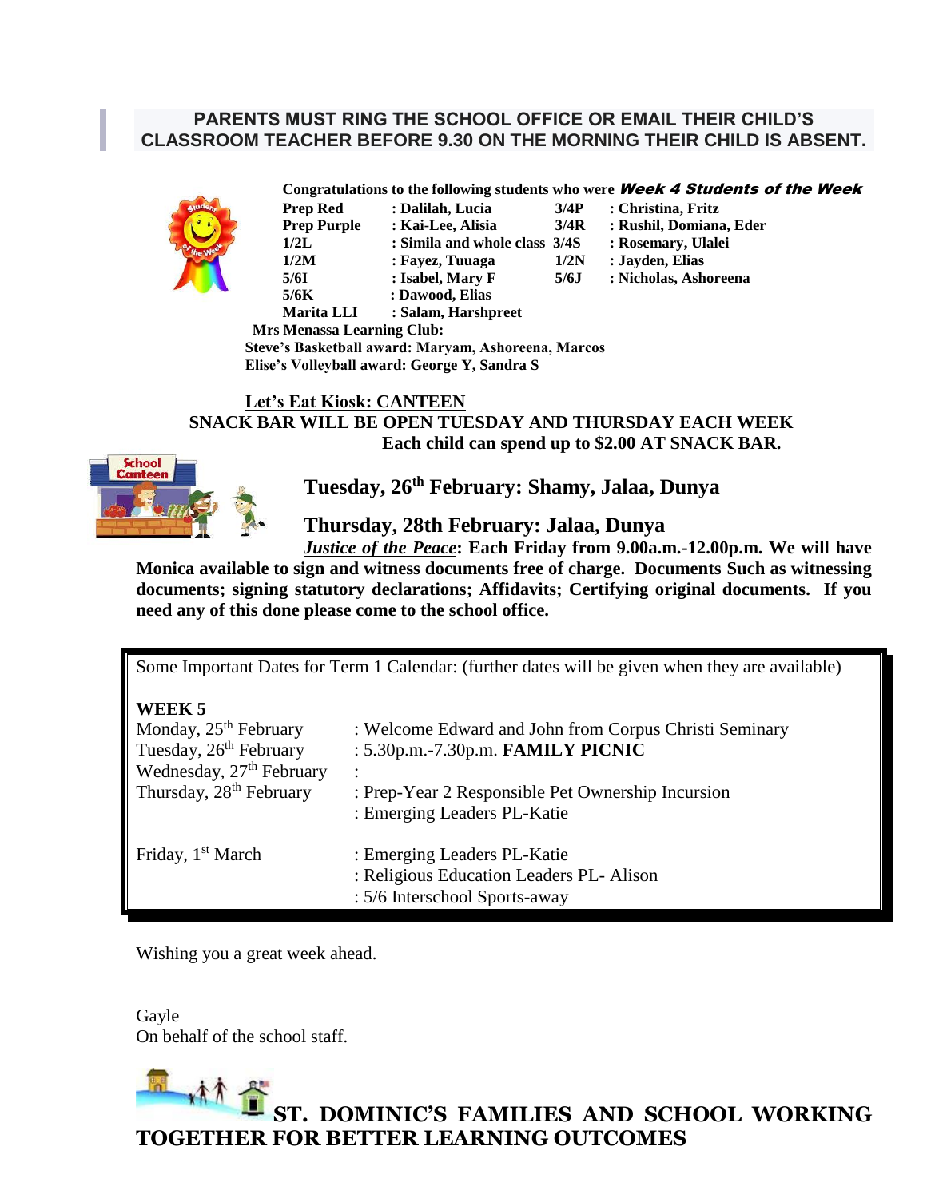**PARENTS MUST RING THE SCHOOL OFFICE OR EMAIL THEIR CHILD'S CLASSROOM TEACHER BEFORE 9.30 ON THE MORNING THEIR CHILD IS ABSENT.**

**Congratulations to the following students who were *Week 4 Students of the Week***

| | | | |
|---|---|---|---|
| **Prep Red** | **: Dalilah, Lucia** | **3/4P** | **: Christina, Fritz** |
| **Prep Purple** | **: Kai-Lee, Alisia** | **3/4R** | **: Rushil, Domiana, Eder** |
| **1/2L** | **: Simila and whole class** | **3/4S** | **: Rosemary, Ulalei** |
| **1/2M** | **: Fayez, Tuuaga** | **1/2N** | **: Jayden, Elias** |
| **5/6I** | **: Isabel, Mary F** | **5/6J** | **: Nicholas, Ashoreena** |
| **5/6K** | **: Dawood, Elias** | | |
| **Marita LLI** | **: Salam, Harshpreet** | | |

**Mrs Menassa Learning Club:**

**Steve's Basketball award: Maryam, Ashoreena, Marcos**

**Elise's Volleyball award: George Y, Sandra S**

**<u>Let's Eat Kiosk: CANTEEN</u>**

**SNACK BAR WILL BE OPEN TUESDAY AND THURSDAY EACH WEEK**

**Each child can spend up to $2.00 AT SNACK BAR.**

**Tuesday, 26th February: Shamy, Jalaa, Dunya**

**Thursday, 28th February: Jalaa, Dunya**

***<u>Justice of the Peace</u>*: Each Friday from 9.00a.m.-12.00p.m. We will have Monica available to sign and witness documents free of charge. Documents Such as witnessing documents; signing statutory declarations; Affidavits; Certifying original documents. If you need any of this done please come to the school office.**

Some Important Dates for Term 1 Calendar: (further dates will be given when they are available)

| | |
|---|---|
| **WEEK 5** | |
| Monday, 25th February | : Welcome Edward and John from Corpus Christi Seminary |
| Tuesday, 26th February | : 5.30p.m.-7.30p.m. **FAMILY PICNIC** |
| Wednesday, 27th February | : |
| Thursday, 28th February | : Prep-Year 2 Responsible Pet Ownership Incursion<br>: Emerging Leaders PL-Katie |
| Friday, 1st March | : Emerging Leaders PL-Katie<br>: Religious Education Leaders PL- Alison<br>: 5/6 Interschool Sports-away |

Wishing you a great week ahead.

Gayle
On behalf of the school staff.

**ST. DOMINIC'S FAMILIES AND SCHOOL WORKING TOGETHER FOR BETTER LEARNING OUTCOMES**